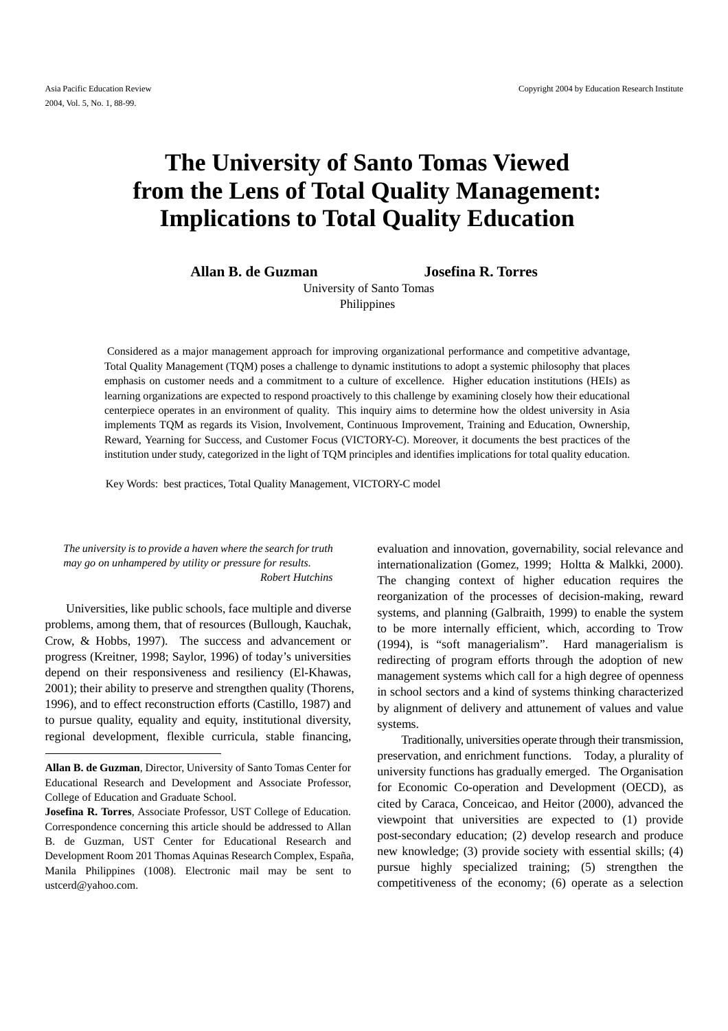# The University of Santo Tomas Viewed from the Lens of Total Quality Management: Implications to Total Quality Education

**Allan B. de Guzman** **Josefina R. Torres**

University of Santo Tomas
Philippines

Considered as a major management approach for improving organizational performance and competitive advantage, Total Quality Management (TQM) poses a challenge to dynamic institutions to adopt a systemic philosophy that places emphasis on customer needs and a commitment to a culture of excellence. Higher education institutions (HEIs) as learning organizations are expected to respond proactively to this challenge by examining closely how their educational centerpiece operates in an environment of quality. This inquiry aims to determine how the oldest university in Asia implements TQM as regards its Vision, Involvement, Continuous Improvement, Training and Education, Ownership, Reward, Yearning for Success, and Customer Focus (VICTORY-C). Moreover, it documents the best practices of the institution under study, categorized in the light of TQM principles and identifies implications for total quality education.

Key Words: best practices, Total Quality Management, VICTORY-C model

*The university is to provide a haven where the search for truth may go on unhampered by utility or pressure for results.*
*Robert Hutchins*

Universities, like public schools, face multiple and diverse problems, among them, that of resources (Bullough, Kauchak, Crow, & Hobbs, 1997). The success and advancement or progress (Kreitner, 1998; Saylor, 1996) of today's universities depend on their responsiveness and resiliency (El-Khawas, 2001); their ability to preserve and strengthen quality (Thorens, 1996), and to effect reconstruction efforts (Castillo, 1987) and to pursue quality, equality and equity, institutional diversity, regional development, flexible curricula, stable financing, evaluation and innovation, governability, social relevance and internationalization (Gomez, 1999; Holtta & Malkki, 2000). The changing context of higher education requires the reorganization of the processes of decision-making, reward systems, and planning (Galbraith, 1999) to enable the system to be more internally efficient, which, according to Trow (1994), is "soft managerialism". Hard managerialism is redirecting of program efforts through the adoption of new management systems which call for a high degree of openness in school sectors and a kind of systems thinking characterized by alignment of delivery and attunement of values and value systems.

Traditionally, universities operate through their transmission, preservation, and enrichment functions. Today, a plurality of university functions has gradually emerged. The Organisation for Economic Co-operation and Development (OECD), as cited by Caraca, Conceicao, and Heitor (2000), advanced the viewpoint that universities are expected to (1) provide post-secondary education; (2) develop research and produce new knowledge; (3) provide society with essential skills; (4) pursue highly specialized training; (5) strengthen the competitiveness of the economy; (6) operate as a selection

---

**Allan B. de Guzman**, Director, University of Santo Tomas Center for Educational Research and Development and Associate Professor, College of Education and Graduate School.

**Josefina R. Torres**, Associate Professor, UST College of Education. Correspondence concerning this article should be addressed to Allan B. de Guzman, UST Center for Educational Research and Development Room 201 Thomas Aquinas Research Complex, España, Manila Philippines (1008). Electronic mail may be sent to ustcerd@yahoo.com.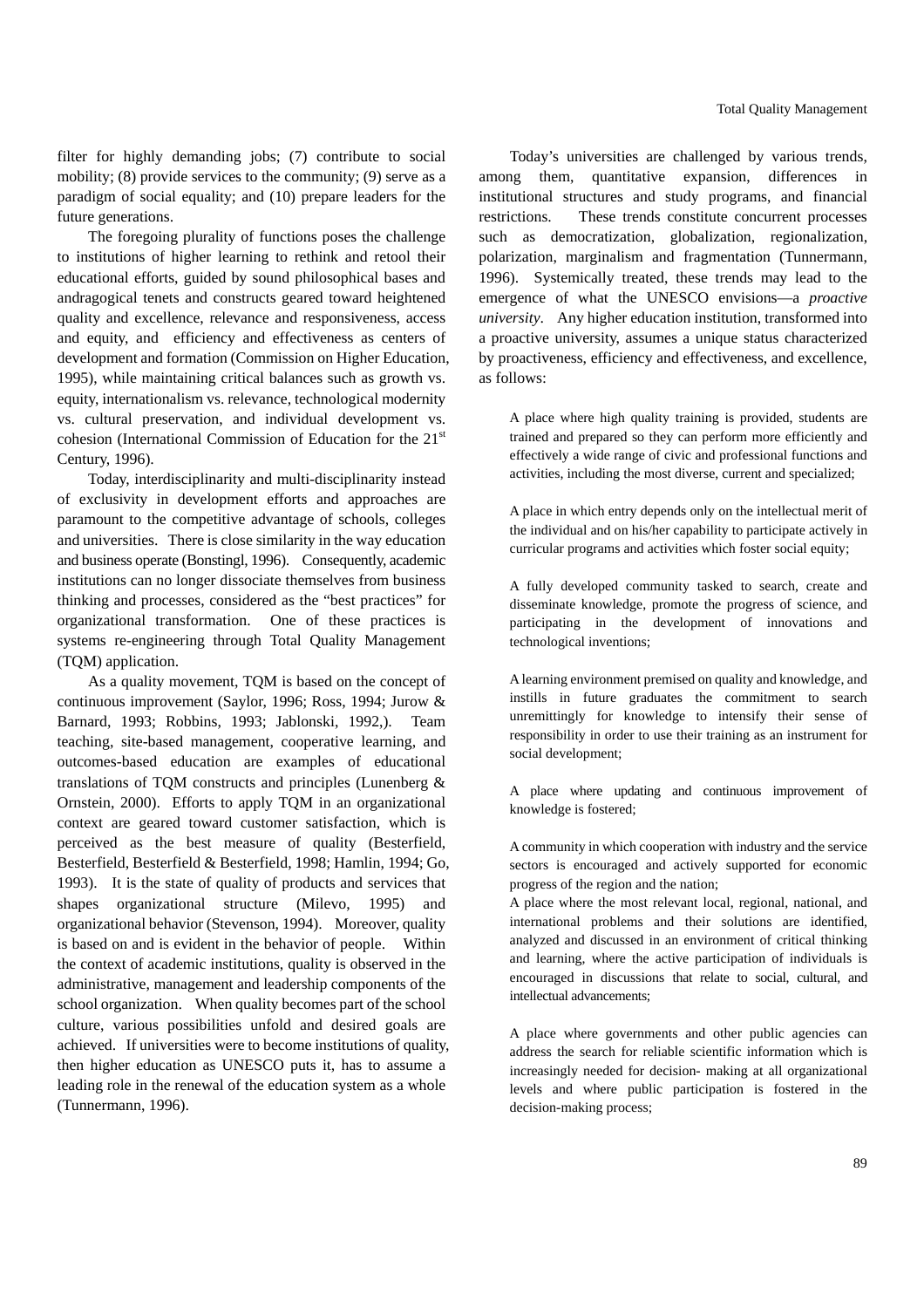filter for highly demanding jobs; (7) contribute to social mobility; (8) provide services to the community; (9) serve as a paradigm of social equality; and (10) prepare leaders for the future generations.

The foregoing plurality of functions poses the challenge to institutions of higher learning to rethink and retool their educational efforts, guided by sound philosophical bases and andragogical tenets and constructs geared toward heightened quality and excellence, relevance and responsiveness, access and equity, and efficiency and effectiveness as centers of development and formation (Commission on Higher Education, 1995), while maintaining critical balances such as growth vs. equity, internationalism vs. relevance, technological modernity vs. cultural preservation, and individual development vs. cohesion (International Commission of Education for the 21st Century, 1996).

Today, interdisciplinarity and multi-disciplinarity instead of exclusivity in development efforts and approaches are paramount to the competitive advantage of schools, colleges and universities. There is close similarity in the way education and business operate (Bonstingl, 1996). Consequently, academic institutions can no longer dissociate themselves from business thinking and processes, considered as the "best practices" for organizational transformation. One of these practices is systems re-engineering through Total Quality Management (TQM) application.

As a quality movement, TQM is based on the concept of continuous improvement (Saylor, 1996; Ross, 1994; Jurow & Barnard, 1993; Robbins, 1993; Jablonski, 1992,). Team teaching, site-based management, cooperative learning, and outcomes-based education are examples of educational translations of TQM constructs and principles (Lunenberg & Ornstein, 2000). Efforts to apply TQM in an organizational context are geared toward customer satisfaction, which is perceived as the best measure of quality (Besterfield, Besterfield, Besterfield & Besterfield, 1998; Hamlin, 1994; Go, 1993). It is the state of quality of products and services that shapes organizational structure (Milevo, 1995) and organizational behavior (Stevenson, 1994). Moreover, quality is based on and is evident in the behavior of people. Within the context of academic institutions, quality is observed in the administrative, management and leadership components of the school organization. When quality becomes part of the school culture, various possibilities unfold and desired goals are achieved. If universities were to become institutions of quality, then higher education as UNESCO puts it, has to assume a leading role in the renewal of the education system as a whole (Tunnermann, 1996).

Today's universities are challenged by various trends, among them, quantitative expansion, differences in institutional structures and study programs, and financial restrictions. These trends constitute concurrent processes such as democratization, globalization, regionalization, polarization, marginalism and fragmentation (Tunnermann, 1996). Systemically treated, these trends may lead to the emergence of what the UNESCO envisions—a *proactive university*. Any higher education institution, transformed into a proactive university, assumes a unique status characterized by proactiveness, efficiency and effectiveness, and excellence, as follows:

> A place where high quality training is provided, students are trained and prepared so they can perform more efficiently and effectively a wide range of civic and professional functions and activities, including the most diverse, current and specialized;
>
> A place in which entry depends only on the intellectual merit of the individual and on his/her capability to participate actively in curricular programs and activities which foster social equity;
>
> A fully developed community tasked to search, create and disseminate knowledge, promote the progress of science, and participating in the development of innovations and technological inventions;
>
> A learning environment premised on quality and knowledge, and instills in future graduates the commitment to search unremittingly for knowledge to intensify their sense of responsibility in order to use their training as an instrument for social development;
>
> A place where updating and continuous improvement of knowledge is fostered;
>
> A community in which cooperation with industry and the service sectors is encouraged and actively supported for economic progress of the region and the nation;
>
> A place where the most relevant local, regional, national, and international problems and their solutions are identified, analyzed and discussed in an environment of critical thinking and learning, where the active participation of individuals is encouraged in discussions that relate to social, cultural, and intellectual advancements;
>
> A place where governments and other public agencies can address the search for reliable scientific information which is increasingly needed for decision- making at all organizational levels and where public participation is fostered in the decision-making process;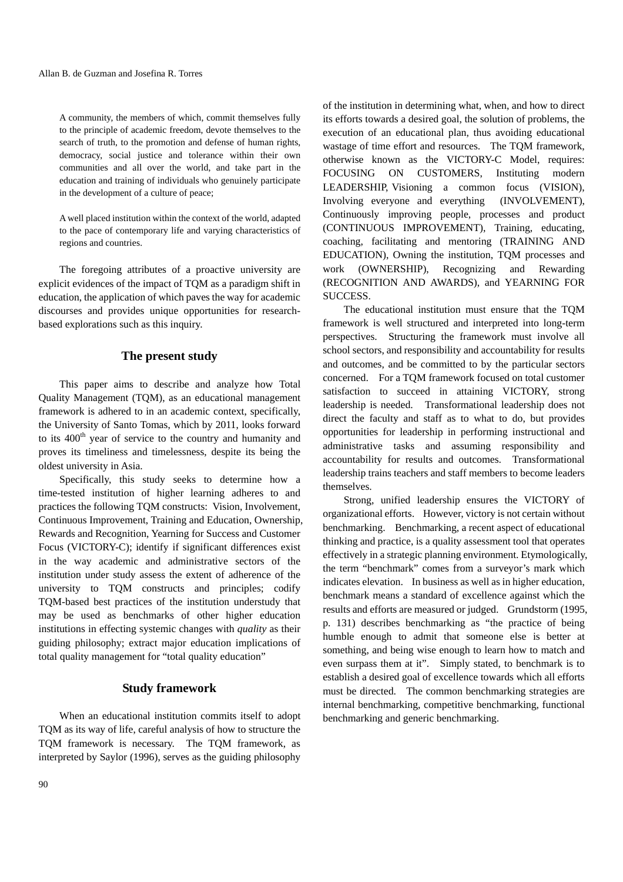> A community, the members of which, commit themselves fully to the principle of academic freedom, devote themselves to the search of truth, to the promotion and defense of human rights, democracy, social justice and tolerance within their own communities and all over the world, and take part in the education and training of individuals who genuinely participate in the development of a culture of peace;
>
> A well placed institution within the context of the world, adapted to the pace of contemporary life and varying characteristics of regions and countries.

The foregoing attributes of a proactive university are explicit evidences of the impact of TQM as a paradigm shift in education, the application of which paves the way for academic discourses and provides unique opportunities for research-based explorations such as this inquiry.

## The present study

This paper aims to describe and analyze how Total Quality Management (TQM), as an educational management framework is adhered to in an academic context, specifically, the University of Santo Tomas, which by 2011, looks forward to its 400th year of service to the country and humanity and proves its timeliness and timelessness, despite its being the oldest university in Asia.

Specifically, this study seeks to determine how a time-tested institution of higher learning adheres to and practices the following TQM constructs: Vision, Involvement, Continuous Improvement, Training and Education, Ownership, Rewards and Recognition, Yearning for Success and Customer Focus (VICTORY-C); identify if significant differences exist in the way academic and administrative sectors of the institution under study assess the extent of adherence of the university to TQM constructs and principles; codify TQM-based best practices of the institution understudy that may be used as benchmarks of other higher education institutions in effecting systemic changes with *quality* as their guiding philosophy; extract major education implications of total quality management for "total quality education"

## Study framework

When an educational institution commits itself to adopt TQM as its way of life, careful analysis of how to structure the TQM framework is necessary. The TQM framework, as interpreted by Saylor (1996), serves as the guiding philosophy of the institution in determining what, when, and how to direct its efforts towards a desired goal, the solution of problems, the execution of an educational plan, thus avoiding educational wastage of time effort and resources. The TQM framework, otherwise known as the VICTORY-C Model, requires: FOCUSING ON CUSTOMERS, Instituting modern LEADERSHIP, Visioning a common focus (VISION), Involving everyone and everything (INVOLVEMENT), Continuously improving people, processes and product (CONTINUOUS IMPROVEMENT), Training, educating, coaching, facilitating and mentoring (TRAINING AND EDUCATION), Owning the institution, TQM processes and work (OWNERSHIP), Recognizing and Rewarding (RECOGNITION AND AWARDS), and YEARNING FOR SUCCESS.

The educational institution must ensure that the TQM framework is well structured and interpreted into long-term perspectives. Structuring the framework must involve all school sectors, and responsibility and accountability for results and outcomes, and be committed to by the particular sectors concerned. For a TQM framework focused on total customer satisfaction to succeed in attaining VICTORY, strong leadership is needed. Transformational leadership does not direct the faculty and staff as to what to do, but provides opportunities for leadership in performing instructional and administrative tasks and assuming responsibility and accountability for results and outcomes. Transformational leadership trains teachers and staff members to become leaders themselves.

Strong, unified leadership ensures the VICTORY of organizational efforts. However, victory is not certain without benchmarking. Benchmarking, a recent aspect of educational thinking and practice, is a quality assessment tool that operates effectively in a strategic planning environment. Etymologically, the term "benchmark" comes from a surveyor's mark which indicates elevation. In business as well as in higher education, benchmark means a standard of excellence against which the results and efforts are measured or judged. Grundstorm (1995, p. 131) describes benchmarking as "the practice of being humble enough to admit that someone else is better at something, and being wise enough to learn how to match and even surpass them at it". Simply stated, to benchmark is to establish a desired goal of excellence towards which all efforts must be directed. The common benchmarking strategies are internal benchmarking, competitive benchmarking, functional benchmarking and generic benchmarking.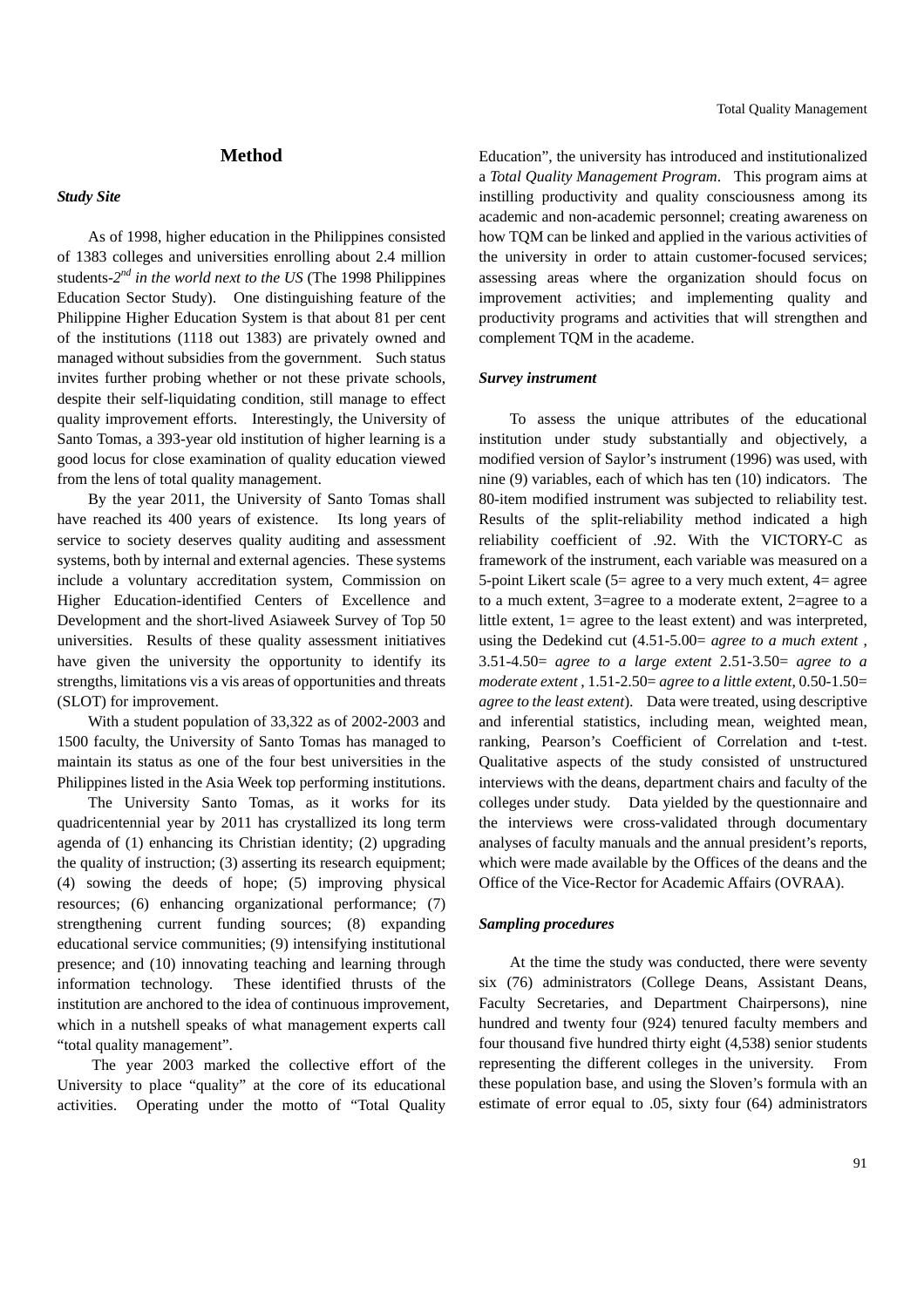## Method

### *Study Site*

As of 1998, higher education in the Philippines consisted of 1383 colleges and universities enrolling about 2.4 million students-*2nd in the world next to the US* (The 1998 Philippines Education Sector Study). One distinguishing feature of the Philippine Higher Education System is that about 81 per cent of the institutions (1118 out 1383) are privately owned and managed without subsidies from the government. Such status invites further probing whether or not these private schools, despite their self-liquidating condition, still manage to effect quality improvement efforts. Interestingly, the University of Santo Tomas, a 393-year old institution of higher learning is a good locus for close examination of quality education viewed from the lens of total quality management.

By the year 2011, the University of Santo Tomas shall have reached its 400 years of existence. Its long years of service to society deserves quality auditing and assessment systems, both by internal and external agencies. These systems include a voluntary accreditation system, Commission on Higher Education-identified Centers of Excellence and Development and the short-lived Asiaweek Survey of Top 50 universities. Results of these quality assessment initiatives have given the university the opportunity to identify its strengths, limitations vis a vis areas of opportunities and threats (SLOT) for improvement.

With a student population of 33,322 as of 2002-2003 and 1500 faculty, the University of Santo Tomas has managed to maintain its status as one of the four best universities in the Philippines listed in the Asia Week top performing institutions.

The University Santo Tomas, as it works for its quadricentennial year by 2011 has crystallized its long term agenda of (1) enhancing its Christian identity; (2) upgrading the quality of instruction; (3) asserting its research equipment; (4) sowing the deeds of hope; (5) improving physical resources; (6) enhancing organizational performance; (7) strengthening current funding sources; (8) expanding educational service communities; (9) intensifying institutional presence; and (10) innovating teaching and learning through information technology. These identified thrusts of the institution are anchored to the idea of continuous improvement, which in a nutshell speaks of what management experts call "total quality management".

The year 2003 marked the collective effort of the University to place "quality" at the core of its educational activities. Operating under the motto of "Total Quality Education", the university has introduced and institutionalized a *Total Quality Management Program*. This program aims at instilling productivity and quality consciousness among its academic and non-academic personnel; creating awareness on how TQM can be linked and applied in the various activities of the university in order to attain customer-focused services; assessing areas where the organization should focus on improvement activities; and implementing quality and productivity programs and activities that will strengthen and complement TQM in the academe.

### *Survey instrument*

To assess the unique attributes of the educational institution under study substantially and objectively, a modified version of Saylor's instrument (1996) was used, with nine (9) variables, each of which has ten (10) indicators. The 80-item modified instrument was subjected to reliability test. Results of the split-reliability method indicated a high reliability coefficient of .92. With the VICTORY-C as framework of the instrument, each variable was measured on a 5-point Likert scale (5= agree to a very much extent, 4= agree to a much extent, 3=agree to a moderate extent, 2=agree to a little extent, 1= agree to the least extent) and was interpreted, using the Dedekind cut (4.51-5.00= *agree to a much extent* , 3.51-4.50= *agree to a large extent* 2.51-3.50= *agree to a moderate extent* , 1.51-2.50= *agree to a little extent*, 0.50-1.50= *agree to the least extent*). Data were treated, using descriptive and inferential statistics, including mean, weighted mean, ranking, Pearson's Coefficient of Correlation and t-test. Qualitative aspects of the study consisted of unstructured interviews with the deans, department chairs and faculty of the colleges under study. Data yielded by the questionnaire and the interviews were cross-validated through documentary analyses of faculty manuals and the annual president's reports, which were made available by the Offices of the deans and the Office of the Vice-Rector for Academic Affairs (OVRAA).

### *Sampling procedures*

At the time the study was conducted, there were seventy six (76) administrators (College Deans, Assistant Deans, Faculty Secretaries, and Department Chairpersons), nine hundred and twenty four (924) tenured faculty members and four thousand five hundred thirty eight (4,538) senior students representing the different colleges in the university. From these population base, and using the Sloven's formula with an estimate of error equal to .05, sixty four (64) administrators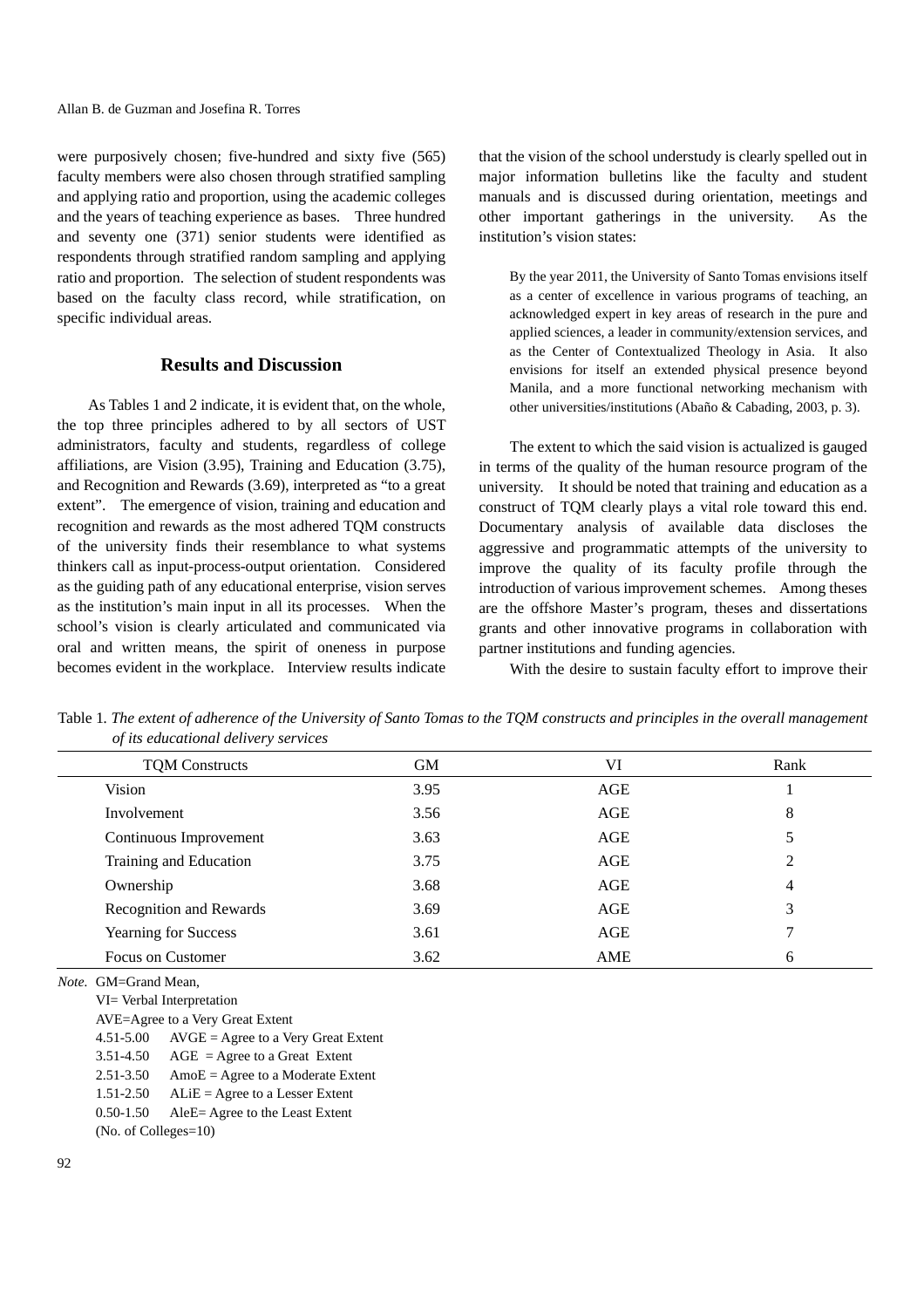were purposively chosen; five-hundred and sixty five (565) faculty members were also chosen through stratified sampling and applying ratio and proportion, using the academic colleges and the years of teaching experience as bases. Three hundred and seventy one (371) senior students were identified as respondents through stratified random sampling and applying ratio and proportion. The selection of student respondents was based on the faculty class record, while stratification, on specific individual areas.

## Results and Discussion

As Tables 1 and 2 indicate, it is evident that, on the whole, the top three principles adhered to by all sectors of UST administrators, faculty and students, regardless of college affiliations, are Vision (3.95), Training and Education (3.75), and Recognition and Rewards (3.69), interpreted as "to a great extent". The emergence of vision, training and education and recognition and rewards as the most adhered TQM constructs of the university finds their resemblance to what systems thinkers call as input-process-output orientation. Considered as the guiding path of any educational enterprise, vision serves as the institution's main input in all its processes. When the school's vision is clearly articulated and communicated via oral and written means, the spirit of oneness in purpose becomes evident in the workplace. Interview results indicate that the vision of the school understudy is clearly spelled out in major information bulletins like the faculty and student manuals and is discussed during orientation, meetings and other important gatherings in the university. As the institution's vision states:

> By the year 2011, the University of Santo Tomas envisions itself as a center of excellence in various programs of teaching, an acknowledged expert in key areas of research in the pure and applied sciences, a leader in community/extension services, and as the Center of Contextualized Theology in Asia. It also envisions for itself an extended physical presence beyond Manila, and a more functional networking mechanism with other universities/institutions (Abaño & Cabading, 2003, p. 3).

The extent to which the said vision is actualized is gauged in terms of the quality of the human resource program of the university. It should be noted that training and education as a construct of TQM clearly plays a vital role toward this end. Documentary analysis of available data discloses the aggressive and programmatic attempts of the university to improve the quality of its faculty profile through the introduction of various improvement schemes. Among theses are the offshore Master's program, theses and dissertations grants and other innovative programs in collaboration with partner institutions and funding agencies.

With the desire to sustain faculty effort to improve their

Table 1. *The extent of adherence of the University of Santo Tomas to the TQM constructs and principles in the overall management of its educational delivery services*

| TQM Constructs | GM | VI | Rank |
|---|---|---|---|
| Vision | 3.95 | AGE | 1 |
| Involvement | 3.56 | AGE | 8 |
| Continuous Improvement | 3.63 | AGE | 5 |
| Training and Education | 3.75 | AGE | 2 |
| Ownership | 3.68 | AGE | 4 |
| Recognition and Rewards | 3.69 | AGE | 3 |
| Yearning for Success | 3.61 | AGE | 7 |
| Focus on Customer | 3.62 | AME | 6 |

*Note.* GM=Grand Mean,
VI= Verbal Interpretation
AVE=Agree to a Very Great Extent
4.51-5.00 AVGE = Agree to a Very Great Extent
3.51-4.50 AGE = Agree to a Great Extent
2.51-3.50 AmoE = Agree to a Moderate Extent
1.51-2.50 ALiE = Agree to a Lesser Extent
0.50-1.50 AleE= Agree to the Least Extent
(No. of Colleges=10)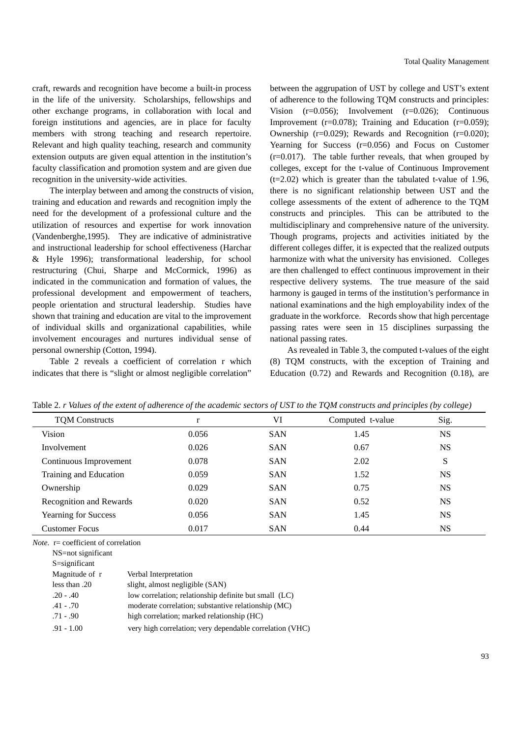craft, rewards and recognition have become a built-in process in the life of the university. Scholarships, fellowships and other exchange programs, in collaboration with local and foreign institutions and agencies, are in place for faculty members with strong teaching and research repertoire. Relevant and high quality teaching, research and community extension outputs are given equal attention in the institution's faculty classification and promotion system and are given due recognition in the university-wide activities.

The interplay between and among the constructs of vision, training and education and rewards and recognition imply the need for the development of a professional culture and the utilization of resources and expertise for work innovation (Vandenberghe,1995). They are indicative of administrative and instructional leadership for school effectiveness (Harchar & Hyle 1996); transformational leadership, for school restructuring (Chui, Sharpe and McCormick, 1996) as indicated in the communication and formation of values, the professional development and empowerment of teachers, people orientation and structural leadership. Studies have shown that training and education are vital to the improvement of individual skills and organizational capabilities, while involvement encourages and nurtures individual sense of personal ownership (Cotton, 1994).

Table 2 reveals a coefficient of correlation r which indicates that there is "slight or almost negligible correlation" between the aggrupation of UST by college and UST's extent of adherence to the following TQM constructs and principles: Vision (r=0.056); Involvement (r=0.026); Continuous Improvement (r=0.078); Training and Education (r=0.059); Ownership (r=0.029); Rewards and Recognition (r=0.020); Yearning for Success (r=0.056) and Focus on Customer (r=0.017). The table further reveals, that when grouped by colleges, except for the t-value of Continuous Improvement (t=2.02) which is greater than the tabulated t-value of 1.96, there is no significant relationship between UST and the college assessments of the extent of adherence to the TQM constructs and principles. This can be attributed to the multidisciplinary and comprehensive nature of the university. Though programs, projects and activities initiated by the different colleges differ, it is expected that the realized outputs harmonize with what the university has envisioned. Colleges are then challenged to effect continuous improvement in their respective delivery systems. The true measure of the said harmony is gauged in terms of the institution's performance in national examinations and the high employability index of the graduate in the workforce. Records show that high percentage passing rates were seen in 15 disciplines surpassing the national passing rates.

As revealed in Table 3, the computed t-values of the eight (8) TQM constructs, with the exception of Training and Education (0.72) and Rewards and Recognition (0.18), are

Table 2. *r Values of the extent of adherence of the academic sectors of UST to the TQM constructs and principles (by college)*

| TQM Constructs | r | VI | Computed t-value | Sig. |
|---|---|---|---|---|
| Vision | 0.056 | SAN | 1.45 | NS |
| Involvement | 0.026 | SAN | 0.67 | NS |
| Continuous Improvement | 0.078 | SAN | 2.02 | S |
| Training and Education | 0.059 | SAN | 1.52 | NS |
| Ownership | 0.029 | SAN | 0.75 | NS |
| Recognition and Rewards | 0.020 | SAN | 0.52 | NS |
| Yearning for Success | 0.056 | SAN | 1.45 | NS |
| Customer Focus | 0.017 | SAN | 0.44 | NS |

*Note.* r= coefficient of correlation
NS=not significant
S=significant

| Magnitude of r | Verbal Interpretation |
|---|---|
| less than .20 | slight, almost negligible (SAN) |
| .20 - .40 | low correlation; relationship definite but small (LC) |
| .41 - .70 | moderate correlation; substantive relationship (MC) |
| .71 - .90 | high correlation; marked relationship (HC) |
| .91 - 1.00 | very high correlation; very dependable correlation (VHC) |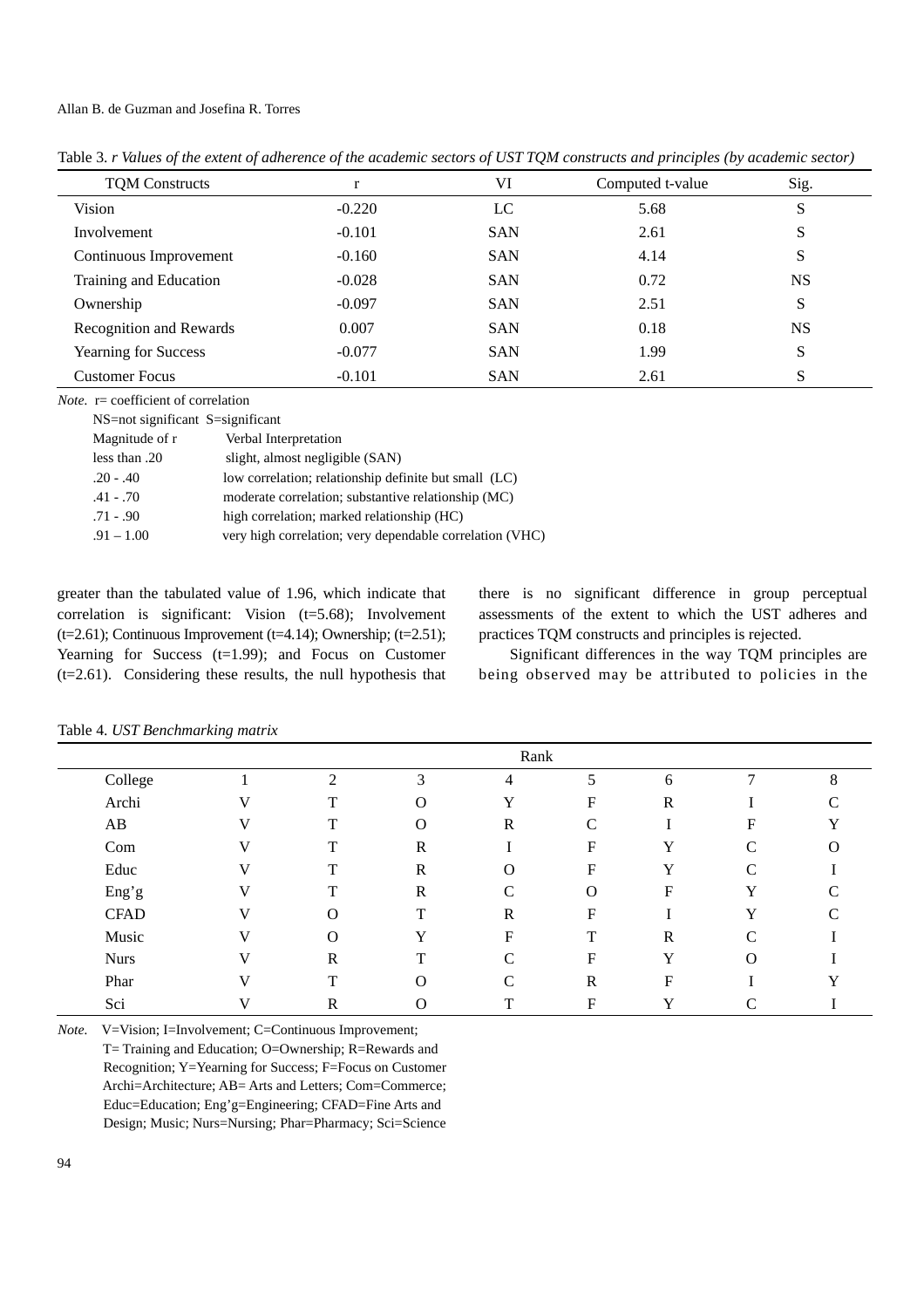Table 3. *r Values of the extent of adherence of the academic sectors of UST TQM constructs and principles (by academic sector)*

| TQM Constructs | r | VI | Computed t-value | Sig. |
|---|---|---|---|---|
| Vision | -0.220 | LC | 5.68 | S |
| Involvement | -0.101 | SAN | 2.61 | S |
| Continuous Improvement | -0.160 | SAN | 4.14 | S |
| Training and Education | -0.028 | SAN | 0.72 | NS |
| Ownership | -0.097 | SAN | 2.51 | S |
| Recognition and Rewards | 0.007 | SAN | 0.18 | NS |
| Yearning for Success | -0.077 | SAN | 1.99 | S |
| Customer Focus | -0.101 | SAN | 2.61 | S |

*Note.* r= coefficient of correlation
NS=not significant S=significant

| Magnitude of r | Verbal Interpretation |
|---|---|
| less than .20 | slight, almost negligible (SAN) |
| .20 - .40 | low correlation; relationship definite but small (LC) |
| .41 - .70 | moderate correlation; substantive relationship (MC) |
| .71 - .90 | high correlation; marked relationship (HC) |
| .91 – 1.00 | very high correlation; very dependable correlation (VHC) |

greater than the tabulated value of 1.96, which indicate that correlation is significant: Vision (t=5.68); Involvement (t=2.61); Continuous Improvement (t=4.14); Ownership; (t=2.51); Yearning for Success (t=1.99); and Focus on Customer (t=2.61). Considering these results, the null hypothesis that there is no significant difference in group perceptual assessments of the extent to which the UST adheres and practices TQM constructs and principles is rejected.

Significant differences in the way TQM principles are being observed may be attributed to policies in the

Table 4. *UST Benchmarking matrix*

| | Rank | | | | | | | |
|---|---|---|---|---|---|---|---|---|
| College | 1 | 2 | 3 | 4 | 5 | 6 | 7 | 8 |
| Archi | V | T | O | Y | F | R | I | C |
| AB | V | T | O | R | C | I | F | Y |
| Com | V | T | R | I | F | Y | C | O |
| Educ | V | T | R | O | F | Y | C | I |
| Eng'g | V | T | R | C | O | F | Y | C |
| CFAD | V | O | T | R | F | I | Y | C |
| Music | V | O | Y | F | T | R | C | I |
| Nurs | V | R | T | C | F | Y | O | I |
| Phar | V | T | O | C | R | F | I | Y |
| Sci | V | R | O | T | F | Y | C | I |

*Note.* V=Vision; I=Involvement; C=Continuous Improvement; T= Training and Education; O=Ownership; R=Rewards and Recognition; Y=Yearning for Success; F=Focus on Customer Archi=Architecture; AB= Arts and Letters; Com=Commerce; Educ=Education; Eng'g=Engineering; CFAD=Fine Arts and Design; Music; Nurs=Nursing; Phar=Pharmacy; Sci=Science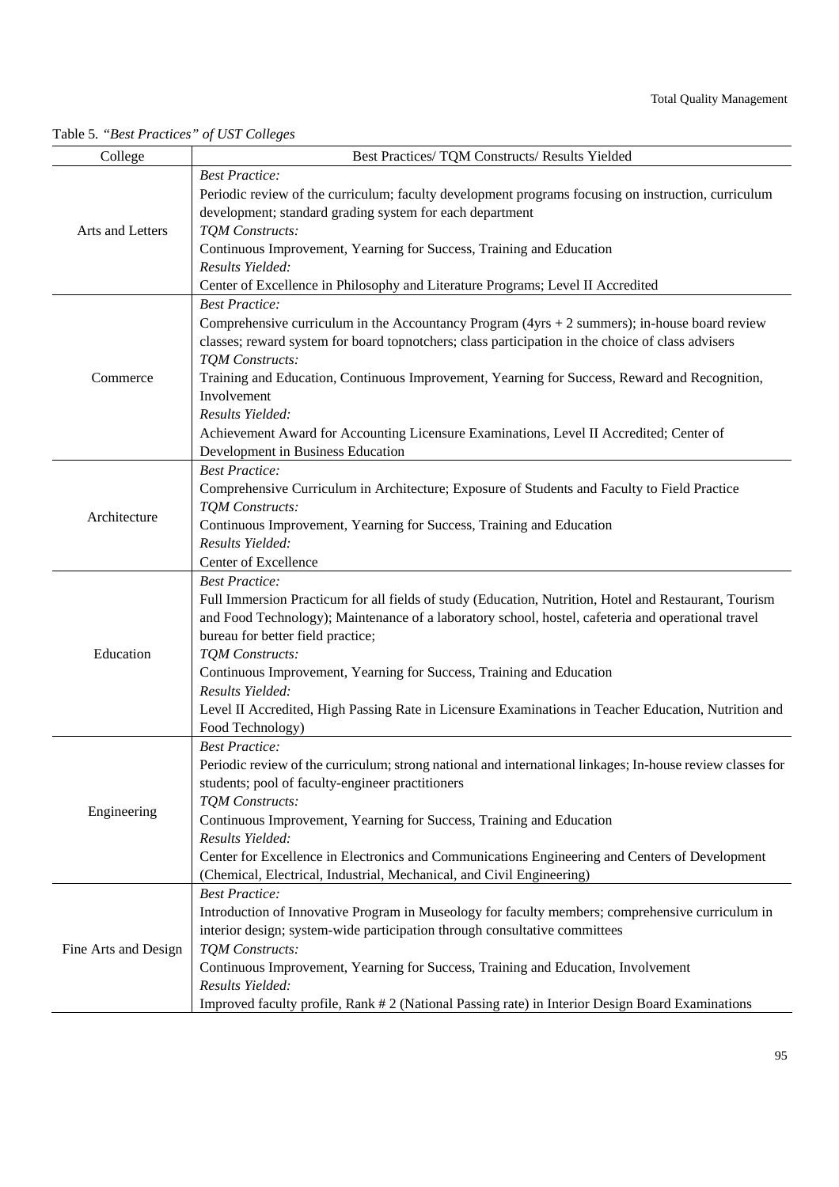Table 5. *"Best Practices" of UST Colleges*

| College | Best Practices/ TQM Constructs/ Results Yielded |
|---|---|
| Arts and Letters | *Best Practice:* Periodic review of the curriculum; faculty development programs focusing on instruction, curriculum development; standard grading system for each department *TQM Constructs:* Continuous Improvement, Yearning for Success, Training and Education *Results Yielded:* Center of Excellence in Philosophy and Literature Programs; Level II Accredited |
| Commerce | *Best Practice:* Comprehensive curriculum in the Accountancy Program (4yrs + 2 summers); in-house board review classes; reward system for board topnotchers; class participation in the choice of class advisers *TQM Constructs:* Training and Education, Continuous Improvement, Yearning for Success, Reward and Recognition, Involvement *Results Yielded:* Achievement Award for Accounting Licensure Examinations, Level II Accredited; Center of Development in Business Education |
| Architecture | *Best Practice:* Comprehensive Curriculum in Architecture; Exposure of Students and Faculty to Field Practice *TQM Constructs:* Continuous Improvement, Yearning for Success, Training and Education *Results Yielded:* Center of Excellence |
| Education | *Best Practice:* Full Immersion Practicum for all fields of study (Education, Nutrition, Hotel and Restaurant, Tourism and Food Technology); Maintenance of a laboratory school, hostel, cafeteria and operational travel bureau for better field practice; *TQM Constructs:* Continuous Improvement, Yearning for Success, Training and Education *Results Yielded:* Level II Accredited, High Passing Rate in Licensure Examinations in Teacher Education, Nutrition and Food Technology) |
| Engineering | *Best Practice:* Periodic review of the curriculum; strong national and international linkages; In-house review classes for students; pool of faculty-engineer practitioners *TQM Constructs:* Continuous Improvement, Yearning for Success, Training and Education *Results Yielded:* Center for Excellence in Electronics and Communications Engineering and Centers of Development (Chemical, Electrical, Industrial, Mechanical, and Civil Engineering) |
| Fine Arts and Design | *Best Practice:* Introduction of Innovative Program in Museology for faculty members; comprehensive curriculum in interior design; system-wide participation through consultative committees *TQM Constructs:* Continuous Improvement, Yearning for Success, Training and Education, Involvement *Results Yielded:* Improved faculty profile, Rank # 2 (National Passing rate) in Interior Design Board Examinations |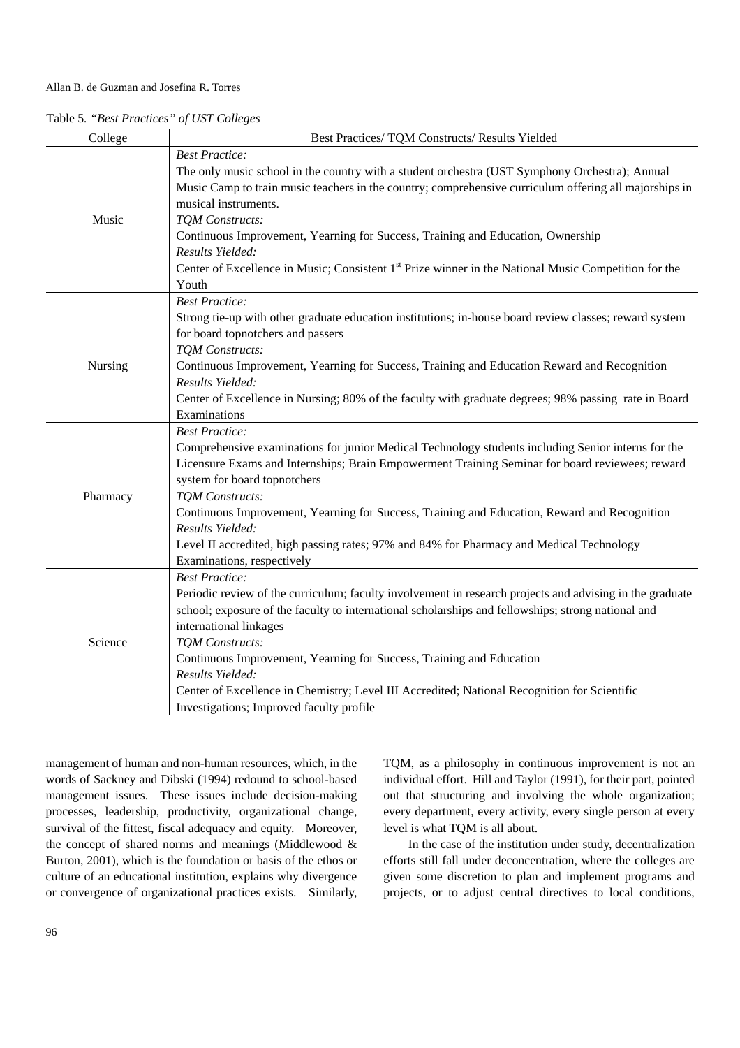Table 5. *"Best Practices" of UST Colleges*

| College | Best Practices/ TQM Constructs/ Results Yielded |
|---|---|
| Music | *Best Practice:* The only music school in the country with a student orchestra (UST Symphony Orchestra); Annual Music Camp to train music teachers in the country; comprehensive curriculum offering all majorships in musical instruments. *TQM Constructs:* Continuous Improvement, Yearning for Success, Training and Education, Ownership *Results Yielded:* Center of Excellence in Music; Consistent 1st Prize winner in the National Music Competition for the Youth |
| Nursing | *Best Practice:* Strong tie-up with other graduate education institutions; in-house board review classes; reward system for board topnotchers and passers *TQM Constructs:* Continuous Improvement, Yearning for Success, Training and Education Reward and Recognition *Results Yielded:* Center of Excellence in Nursing; 80% of the faculty with graduate degrees; 98% passing rate in Board Examinations |
| Pharmacy | *Best Practice:* Comprehensive examinations for junior Medical Technology students including Senior interns for the Licensure Exams and Internships; Brain Empowerment Training Seminar for board reviewees; reward system for board topnotchers *TQM Constructs:* Continuous Improvement, Yearning for Success, Training and Education, Reward and Recognition *Results Yielded:* Level II accredited, high passing rates; 97% and 84% for Pharmacy and Medical Technology Examinations, respectively |
| Science | *Best Practice:* Periodic review of the curriculum; faculty involvement in research projects and advising in the graduate school; exposure of the faculty to international scholarships and fellowships; strong national and international linkages *TQM Constructs:* Continuous Improvement, Yearning for Success, Training and Education *Results Yielded:* Center of Excellence in Chemistry; Level III Accredited; National Recognition for Scientific Investigations; Improved faculty profile |

management of human and non-human resources, which, in the words of Sackney and Dibski (1994) redound to school-based management issues. These issues include decision-making processes, leadership, productivity, organizational change, survival of the fittest, fiscal adequacy and equity. Moreover, the concept of shared norms and meanings (Middlewood & Burton, 2001), which is the foundation or basis of the ethos or culture of an educational institution, explains why divergence or convergence of organizational practices exists. Similarly, TQM, as a philosophy in continuous improvement is not an individual effort. Hill and Taylor (1991), for their part, pointed out that structuring and involving the whole organization; every department, every activity, every single person at every level is what TQM is all about.

In the case of the institution under study, decentralization efforts still fall under deconcentration, where the colleges are given some discretion to plan and implement programs and projects, or to adjust central directives to local conditions,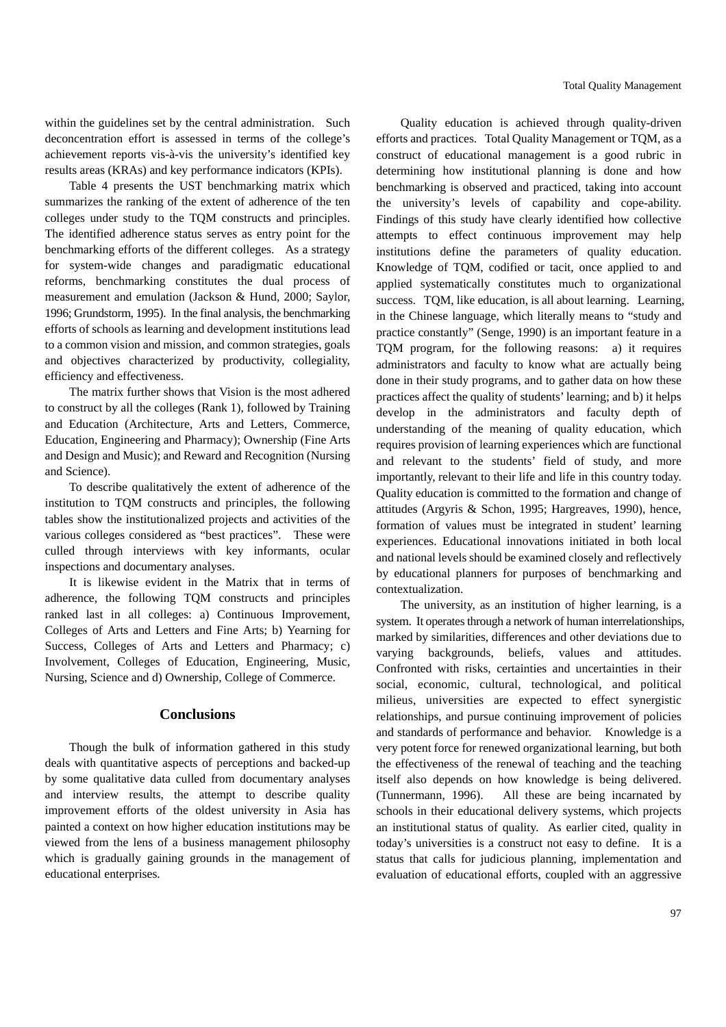within the guidelines set by the central administration. Such deconcentration effort is assessed in terms of the college's achievement reports vis-à-vis the university's identified key results areas (KRAs) and key performance indicators (KPIs).

Table 4 presents the UST benchmarking matrix which summarizes the ranking of the extent of adherence of the ten colleges under study to the TQM constructs and principles. The identified adherence status serves as entry point for the benchmarking efforts of the different colleges. As a strategy for system-wide changes and paradigmatic educational reforms, benchmarking constitutes the dual process of measurement and emulation (Jackson & Hund, 2000; Saylor, 1996; Grundstorm, 1995). In the final analysis, the benchmarking efforts of schools as learning and development institutions lead to a common vision and mission, and common strategies, goals and objectives characterized by productivity, collegiality, efficiency and effectiveness.

The matrix further shows that Vision is the most adhered to construct by all the colleges (Rank 1), followed by Training and Education (Architecture, Arts and Letters, Commerce, Education, Engineering and Pharmacy); Ownership (Fine Arts and Design and Music); and Reward and Recognition (Nursing and Science).

To describe qualitatively the extent of adherence of the institution to TQM constructs and principles, the following tables show the institutionalized projects and activities of the various colleges considered as "best practices". These were culled through interviews with key informants, ocular inspections and documentary analyses.

It is likewise evident in the Matrix that in terms of adherence, the following TQM constructs and principles ranked last in all colleges: a) Continuous Improvement, Colleges of Arts and Letters and Fine Arts; b) Yearning for Success, Colleges of Arts and Letters and Pharmacy; c) Involvement, Colleges of Education, Engineering, Music, Nursing, Science and d) Ownership, College of Commerce.

## Conclusions

Though the bulk of information gathered in this study deals with quantitative aspects of perceptions and backed-up by some qualitative data culled from documentary analyses and interview results, the attempt to describe quality improvement efforts of the oldest university in Asia has painted a context on how higher education institutions may be viewed from the lens of a business management philosophy which is gradually gaining grounds in the management of educational enterprises.

Quality education is achieved through quality-driven efforts and practices. Total Quality Management or TQM, as a construct of educational management is a good rubric in determining how institutional planning is done and how benchmarking is observed and practiced, taking into account the university's levels of capability and cope-ability. Findings of this study have clearly identified how collective attempts to effect continuous improvement may help institutions define the parameters of quality education. Knowledge of TQM, codified or tacit, once applied to and applied systematically constitutes much to organizational success. TQM, like education, is all about learning. Learning, in the Chinese language, which literally means to "study and practice constantly" (Senge, 1990) is an important feature in a TQM program, for the following reasons: a) it requires administrators and faculty to know what are actually being done in their study programs, and to gather data on how these practices affect the quality of students' learning; and b) it helps develop in the administrators and faculty depth of understanding of the meaning of quality education, which requires provision of learning experiences which are functional and relevant to the students' field of study, and more importantly, relevant to their life and life in this country today. Quality education is committed to the formation and change of attitudes (Argyris & Schon, 1995; Hargreaves, 1990), hence, formation of values must be integrated in student' learning experiences. Educational innovations initiated in both local and national levels should be examined closely and reflectively by educational planners for purposes of benchmarking and contextualization.

The university, as an institution of higher learning, is a system. It operates through a network of human interrelationships, marked by similarities, differences and other deviations due to varying backgrounds, beliefs, values and attitudes. Confronted with risks, certainties and uncertainties in their social, economic, cultural, technological, and political milieus, universities are expected to effect synergistic relationships, and pursue continuing improvement of policies and standards of performance and behavior. Knowledge is a very potent force for renewed organizational learning, but both the effectiveness of the renewal of teaching and the teaching itself also depends on how knowledge is being delivered. (Tunnermann, 1996). All these are being incarnated by schools in their educational delivery systems, which projects an institutional status of quality. As earlier cited, quality in today's universities is a construct not easy to define. It is a status that calls for judicious planning, implementation and evaluation of educational efforts, coupled with an aggressive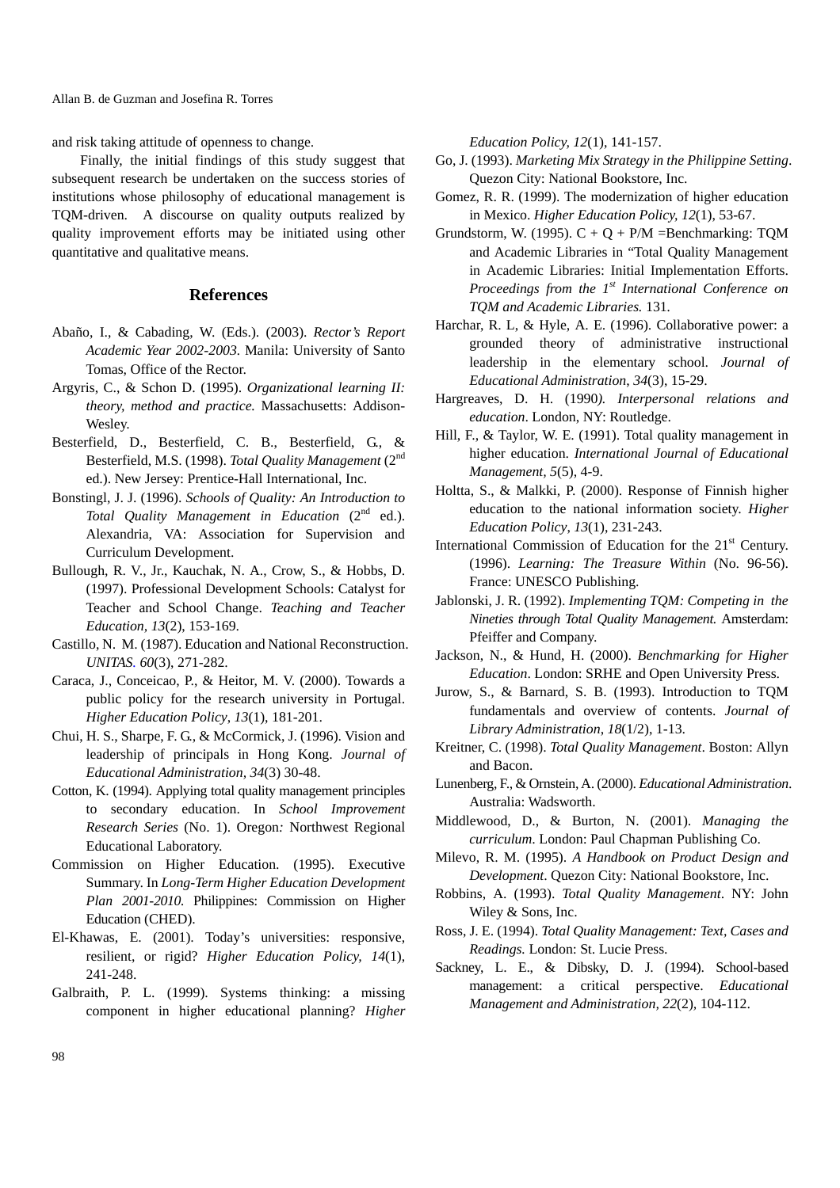and risk taking attitude of openness to change.

Finally, the initial findings of this study suggest that subsequent research be undertaken on the success stories of institutions whose philosophy of educational management is TQM-driven. A discourse on quality outputs realized by quality improvement efforts may be initiated using other quantitative and qualitative means.

## References

Abaño, I., & Cabading, W. (Eds.). (2003). *Rector's Report Academic Year 2002-2003.* Manila: University of Santo Tomas, Office of the Rector.

Argyris, C., & Schon D. (1995). *Organizational learning II: theory, method and practice.* Massachusetts: Addison-Wesley.

Besterfield, D., Besterfield, C. B., Besterfield, G., & Besterfield, M.S. (1998). *Total Quality Management* (2nd ed.). New Jersey: Prentice-Hall International, Inc.

Bonstingl, J. J. (1996). *Schools of Quality: An Introduction to Total Quality Management in Education* (2nd ed.). Alexandria, VA: Association for Supervision and Curriculum Development.

Bullough, R. V., Jr., Kauchak, N. A., Crow, S., & Hobbs, D. (1997). Professional Development Schools: Catalyst for Teacher and School Change. *Teaching and Teacher Education, 13*(2), 153-169.

Castillo, N. M. (1987). Education and National Reconstruction. *UNITAS. 60*(3), 271-282.

Caraca, J., Conceicao, P., & Heitor, M. V. (2000). Towards a public policy for the research university in Portugal. *Higher Education Policy, 13*(1), 181-201.

Chui, H. S., Sharpe, F. G., & McCormick, J. (1996). Vision and leadership of principals in Hong Kong. *Journal of Educational Administration, 34*(3) 30-48.

Cotton, K. (1994). Applying total quality management principles to secondary education. In *School Improvement Research Series* (No. 1). Oregon*:* Northwest Regional Educational Laboratory.

Commission on Higher Education. (1995). Executive Summary. In *Long-Term Higher Education Development Plan 2001-2010.* Philippines: Commission on Higher Education (CHED).

El-Khawas, E. (2001). Today's universities: responsive, resilient, or rigid? *Higher Education Policy, 14*(1), 241-248.

Galbraith, P. L. (1999). Systems thinking: a missing component in higher educational planning? *Higher Education Policy, 12*(1), 141-157.

Go, J. (1993). *Marketing Mix Strategy in the Philippine Setting*. Quezon City: National Bookstore, Inc.

Gomez, R. R. (1999). The modernization of higher education in Mexico. *Higher Education Policy, 12*(1), 53-67.

Grundstorm, W. (1995). C + Q + P/M =Benchmarking: TQM and Academic Libraries in "Total Quality Management in Academic Libraries: Initial Implementation Efforts. *Proceedings from the 1st International Conference on TQM and Academic Libraries.* 131.

Harchar, R. L, & Hyle, A. E. (1996). Collaborative power: a grounded theory of administrative instructional leadership in the elementary school. *Journal of Educational Administration*, *34*(3), 15-29.

Hargreaves, D. H. (1990*). Interpersonal relations and education*. London, NY: Routledge.

Hill, F., & Taylor, W. E. (1991). Total quality management in higher education. *International Journal of Educational Management, 5*(5), 4-9.

Holtta, S., & Malkki, P. (2000). Response of Finnish higher education to the national information society. *Higher Education Policy, 13*(1), 231-243.

International Commission of Education for the 21st Century. (1996). *Learning: The Treasure Within* (No. 96-56). France: UNESCO Publishing.

Jablonski, J. R. (1992). *Implementing TQM: Competing in the Nineties through Total Quality Management.* Amsterdam: Pfeiffer and Company.

Jackson, N., & Hund, H. (2000). *Benchmarking for Higher Education*. London: SRHE and Open University Press.

Jurow, S., & Barnard, S. B. (1993). Introduction to TQM fundamentals and overview of contents. *Journal of Library Administration*, *18*(1/2), 1-13.

Kreitner, C. (1998). *Total Quality Management*. Boston: Allyn and Bacon.

Lunenberg, F., & Ornstein, A. (2000). *Educational Administration*. Australia: Wadsworth.

Middlewood, D., & Burton, N. (2001). *Managing the curriculum*. London: Paul Chapman Publishing Co.

Milevo, R. M. (1995). *A Handbook on Product Design and Development*. Quezon City: National Bookstore, Inc.

Robbins, A. (1993). *Total Quality Management*. NY: John Wiley & Sons, Inc.

Ross, J. E. (1994). *Total Quality Management: Text, Cases and Readings.* London: St. Lucie Press.

Sackney, L. E., & Dibsky, D. J. (1994). School-based management: a critical perspective. *Educational Management and Administration, 22*(2), 104-112.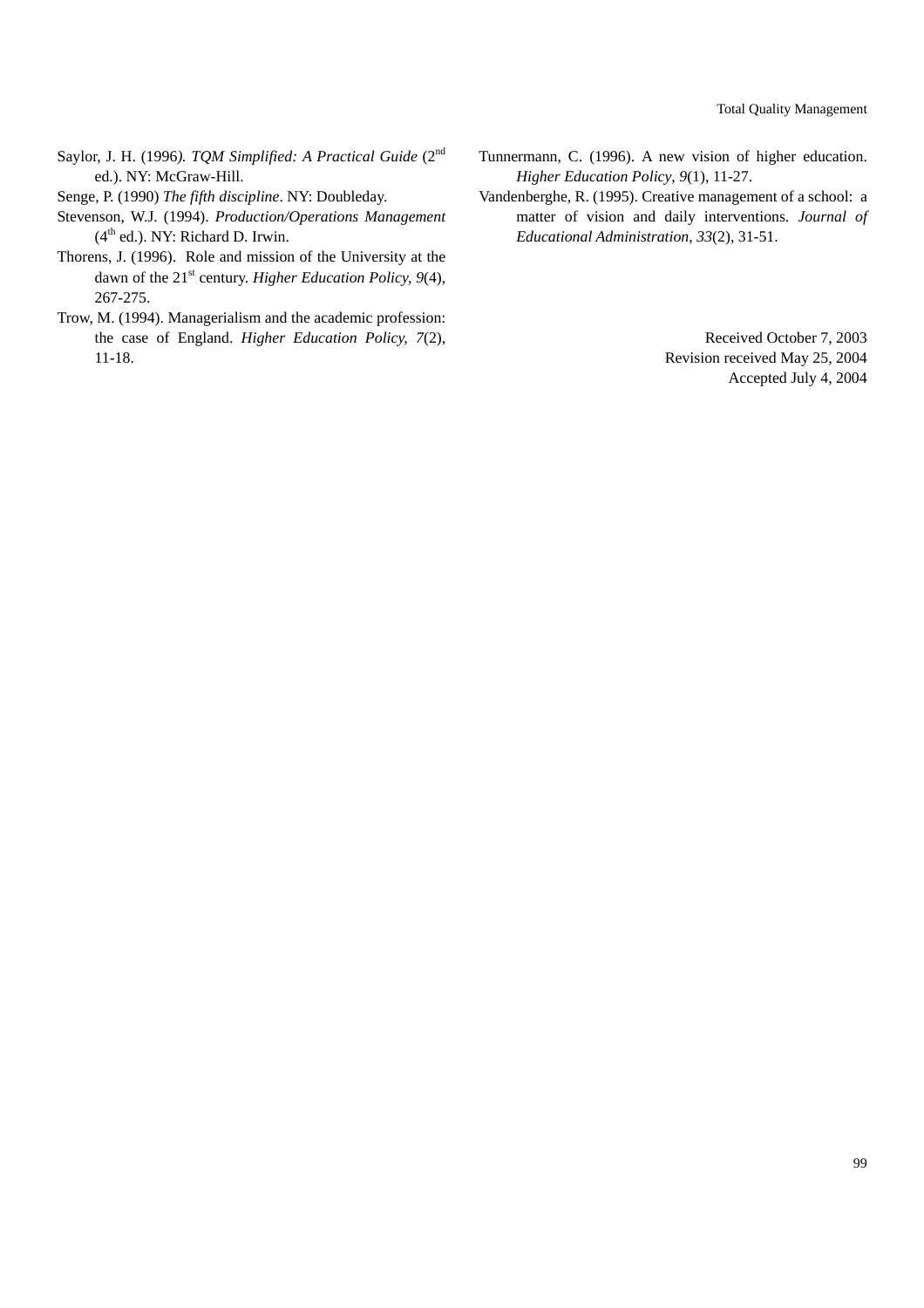Saylor, J. H. (1996). *TQM Simplified: A Practical Guide* ($2^{nd}$ ed.). NY: McGraw-Hill.

Senge, P. (1990) *The fifth discipline*. NY: Doubleday.

Stevenson, W.J. (1994). *Production/Operations Management* ($4^{th}$ ed.). NY: Richard D. Irwin.

Thorens, J. (1996). Role and mission of the University at the dawn of the $21^{st}$ century. *Higher Education Policy, 9*(4), 267-275.

Trow, M. (1994). Managerialism and the academic profession: the case of England. *Higher Education Policy, 7*(2), 11-18.

Tunnermann, C. (1996). A new vision of higher education. *Higher Education Policy*, *9*(1), 11-27.

Vandenberghe, R. (1995). Creative management of a school: a matter of vision and daily interventions. *Journal of Educational Administration*, *33*(2), 31-51.

Received October 7, 2003
Revision received May 25, 2004
Accepted July 4, 2004